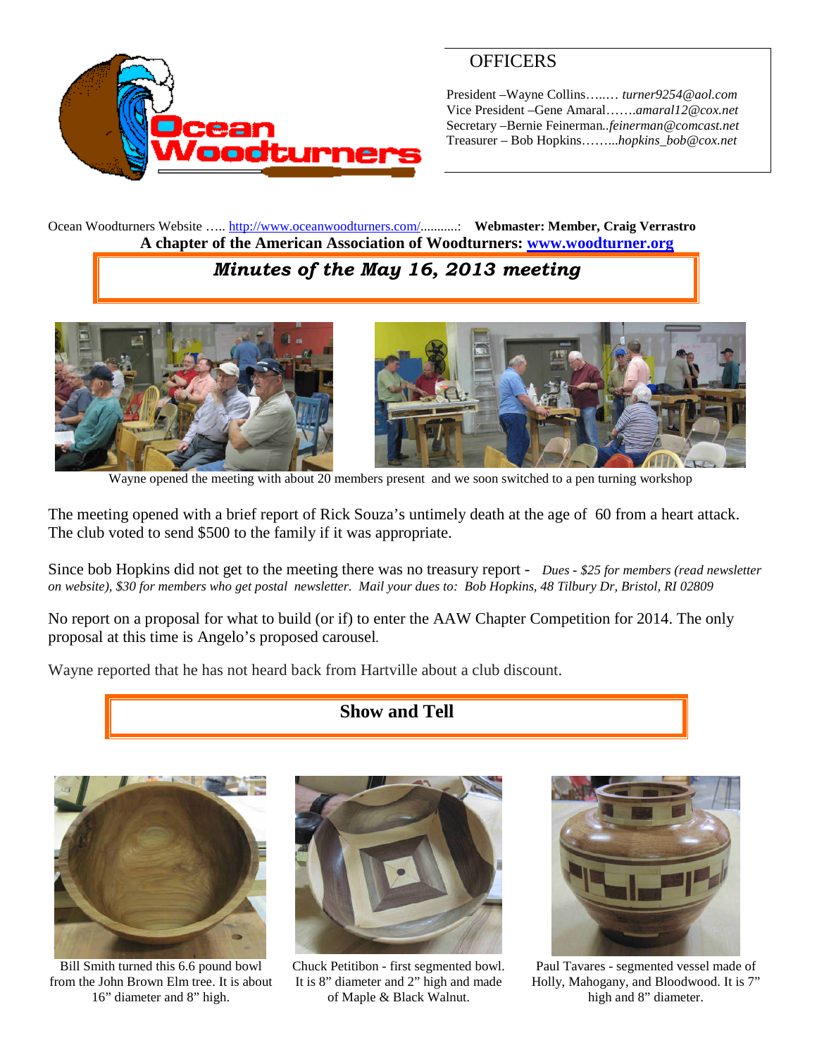## OFFICERS

President –Wayne Collins…..… *turner9254@aol.com*
Vice President –Gene Amaral…….*amaral12@cox.net*
Secretary –Bernie Feinerman..*feinerman@comcast.net*
Treasurer – Bob Hopkins……...*hopkins_bob@cox.net*

Ocean Woodturners Website ….. http://www.oceanwoodturners.com/..........: **Webmaster: Member, Craig Verrastro**

**A chapter of the American Association of Woodturners: www.woodturner.org**

# *Minutes of the May 16, 2013 meeting*

Wayne opened the meeting with about 20 members present and we soon switched to a pen turning workshop

The meeting opened with a brief report of Rick Souza's untimely death at the age of 60 from a heart attack. The club voted to send $500 to the family if it was appropriate.

Since bob Hopkins did not get to the meeting there was no treasury report - *Dues - $25 for members (read newsletter on website), $30 for members who get postal newsletter. Mail your dues to: Bob Hopkins, 48 Tilbury Dr, Bristol, RI 02809*

No report on a proposal for what to build (or if) to enter the AAW Chapter Competition for 2014. The only proposal at this time is Angelo's proposed carousel.

Wayne reported that he has not heard back from Hartville about a club discount.

## Show and Tell

Bill Smith turned this 6.6 pound bowl from the John Brown Elm tree. It is about 16" diameter and 8" high.

Chuck Petitibon - first segmented bowl. It is 8" diameter and 2" high and made of Maple & Black Walnut.

Paul Tavares - segmented vessel made of Holly, Mahogany, and Bloodwood. It is 7" high and 8" diameter.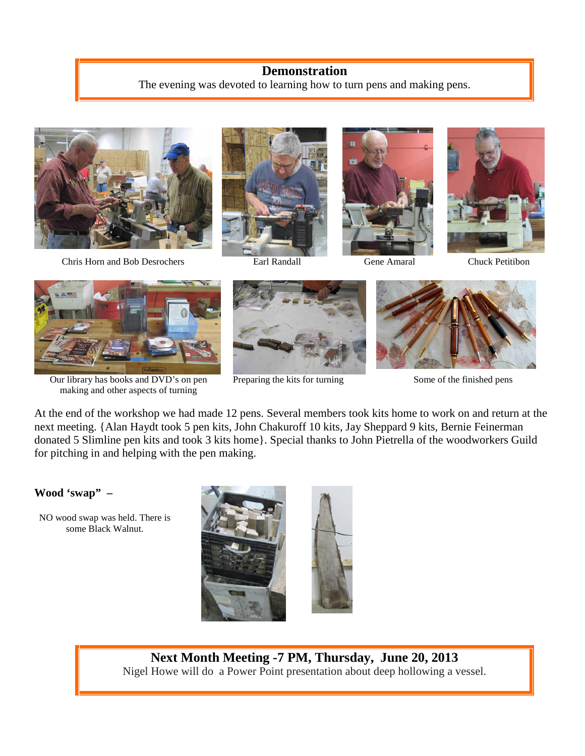## Demonstration

The evening was devoted to learning how to turn pens and making pens.

Chris Horn and Bob Desrochers

Earl Randall

Gene Amaral

Chuck Petitibon

Our library has books and DVD's on pen making and other aspects of turning

Preparing the kits for turning

Some of the finished pens

At the end of the workshop we had made 12 pens. Several members took kits home to work on and return at the next meeting. {Alan Haydt took 5 pen kits, John Chakuroff 10 kits, Jay Sheppard 9 kits, Bernie Feinerman donated 5 Slimline pen kits and took 3 kits home}. Special thanks to John Pietrella of the woodworkers Guild for pitching in and helping with the pen making.

**Wood 'swap" –**

NO wood swap was held. There is some Black Walnut.

## Next Month Meeting -7 PM, Thursday, June 20, 2013

Nigel Howe will do a Power Point presentation about deep hollowing a vessel.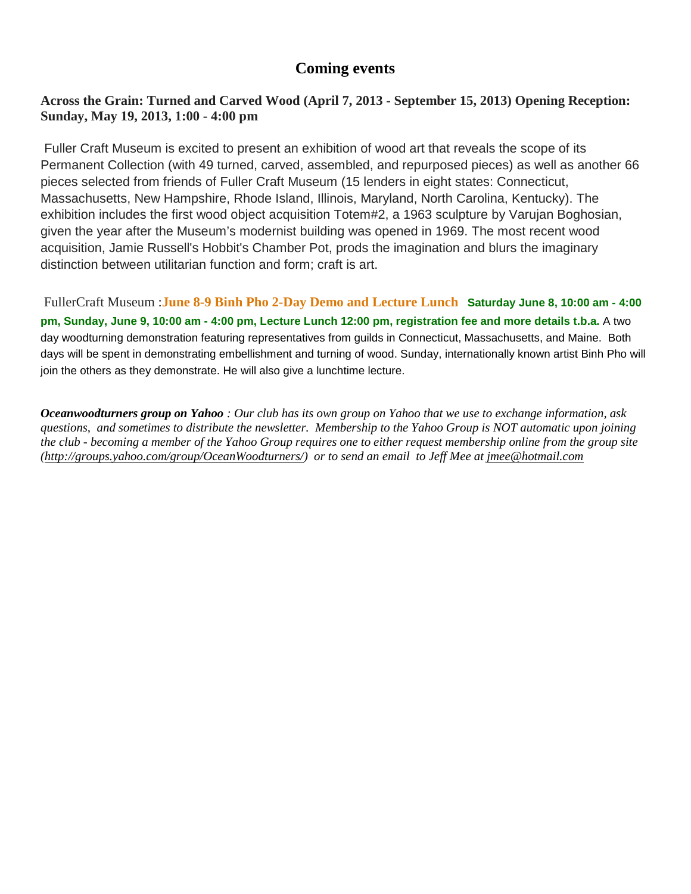## Coming events

**Across the Grain: Turned and Carved Wood (April 7, 2013 - September 15, 2013) Opening Reception: Sunday, May 19, 2013, 1:00 - 4:00 pm**

Fuller Craft Museum is excited to present an exhibition of wood art that reveals the scope of its Permanent Collection (with 49 turned, carved, assembled, and repurposed pieces) as well as another 66 pieces selected from friends of Fuller Craft Museum (15 lenders in eight states: Connecticut, Massachusetts, New Hampshire, Rhode Island, Illinois, Maryland, North Carolina, Kentucky). The exhibition includes the first wood object acquisition Totem#2, a 1963 sculpture by Varujan Boghosian, given the year after the Museum's modernist building was opened in 1969. The most recent wood acquisition, Jamie Russell's Hobbit's Chamber Pot, prods the imagination and blurs the imaginary distinction between utilitarian function and form; craft is art.

FullerCraft Museum :**June 8-9 Binh Pho 2-Day Demo and Lecture Lunch** **Saturday June 8, 10:00 am - 4:00 pm, Sunday, June 9, 10:00 am - 4:00 pm, Lecture Lunch 12:00 pm, registration fee and more details t.b.a.** A two day woodturning demonstration featuring representatives from guilds in Connecticut, Massachusetts, and Maine. Both days will be spent in demonstrating embellishment and turning of wood. Sunday, internationally known artist Binh Pho will join the others as they demonstrate. He will also give a lunchtime lecture.

***Oceanwoodturners group on Yahoo*** *: Our club has its own group on Yahoo that we use to exchange information, ask questions, and sometimes to distribute the newsletter. Membership to the Yahoo Group is NOT automatic upon joining the club - becoming a member of the Yahoo Group requires one to either request membership online from the group site (http://groups.yahoo.com/group/OceanWoodturners/) or to send an email to Jeff Mee at jmee@hotmail.com*